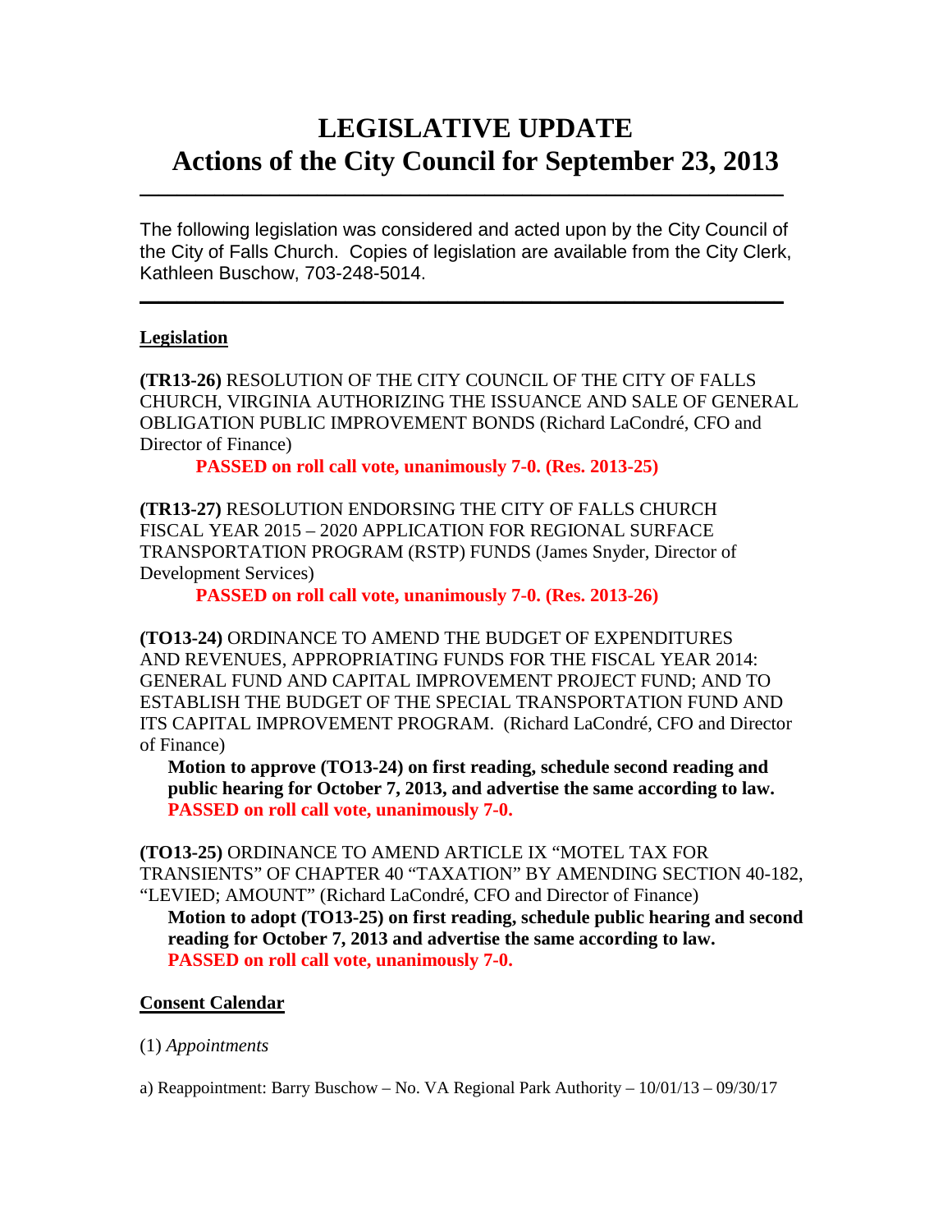# LEGISLATIVE UPDATE
# Actions of the City Council for September 23, 2013

---

The following legislation was considered and acted upon by the City Council of the City of Falls Church. Copies of legislation are available from the City Clerk, Kathleen Buschow, 703-248-5014.

---

## Legislation

**(TR13-26)** RESOLUTION OF THE CITY COUNCIL OF THE CITY OF FALLS CHURCH, VIRGINIA AUTHORIZING THE ISSUANCE AND SALE OF GENERAL OBLIGATION PUBLIC IMPROVEMENT BONDS (Richard LaCondré, CFO and Director of Finance)

**PASSED on roll call vote, unanimously 7-0. (Res. 2013-25)**

**(TR13-27)** RESOLUTION ENDORSING THE CITY OF FALLS CHURCH FISCAL YEAR 2015 – 2020 APPLICATION FOR REGIONAL SURFACE TRANSPORTATION PROGRAM (RSTP) FUNDS (James Snyder, Director of Development Services)

**PASSED on roll call vote, unanimously 7-0. (Res. 2013-26)**

**(TO13-24)** ORDINANCE TO AMEND THE BUDGET OF EXPENDITURES AND REVENUES, APPROPRIATING FUNDS FOR THE FISCAL YEAR 2014: GENERAL FUND AND CAPITAL IMPROVEMENT PROJECT FUND; AND TO ESTABLISH THE BUDGET OF THE SPECIAL TRANSPORTATION FUND AND ITS CAPITAL IMPROVEMENT PROGRAM. (Richard LaCondré, CFO and Director of Finance)

**Motion to approve (TO13-24) on first reading, schedule second reading and public hearing for October 7, 2013, and advertise the same according to law.**
**PASSED on roll call vote, unanimously 7-0.**

**(TO13-25)** ORDINANCE TO AMEND ARTICLE IX "MOTEL TAX FOR TRANSIENTS" OF CHAPTER 40 "TAXATION" BY AMENDING SECTION 40-182, "LEVIED; AMOUNT" (Richard LaCondré, CFO and Director of Finance)

**Motion to adopt (TO13-25) on first reading, schedule public hearing and second reading for October 7, 2013 and advertise the same according to law.**
**PASSED on roll call vote, unanimously 7-0.**

## Consent Calendar

(1) *Appointments*

a) Reappointment: Barry Buschow – No. VA Regional Park Authority – 10/01/13 – 09/30/17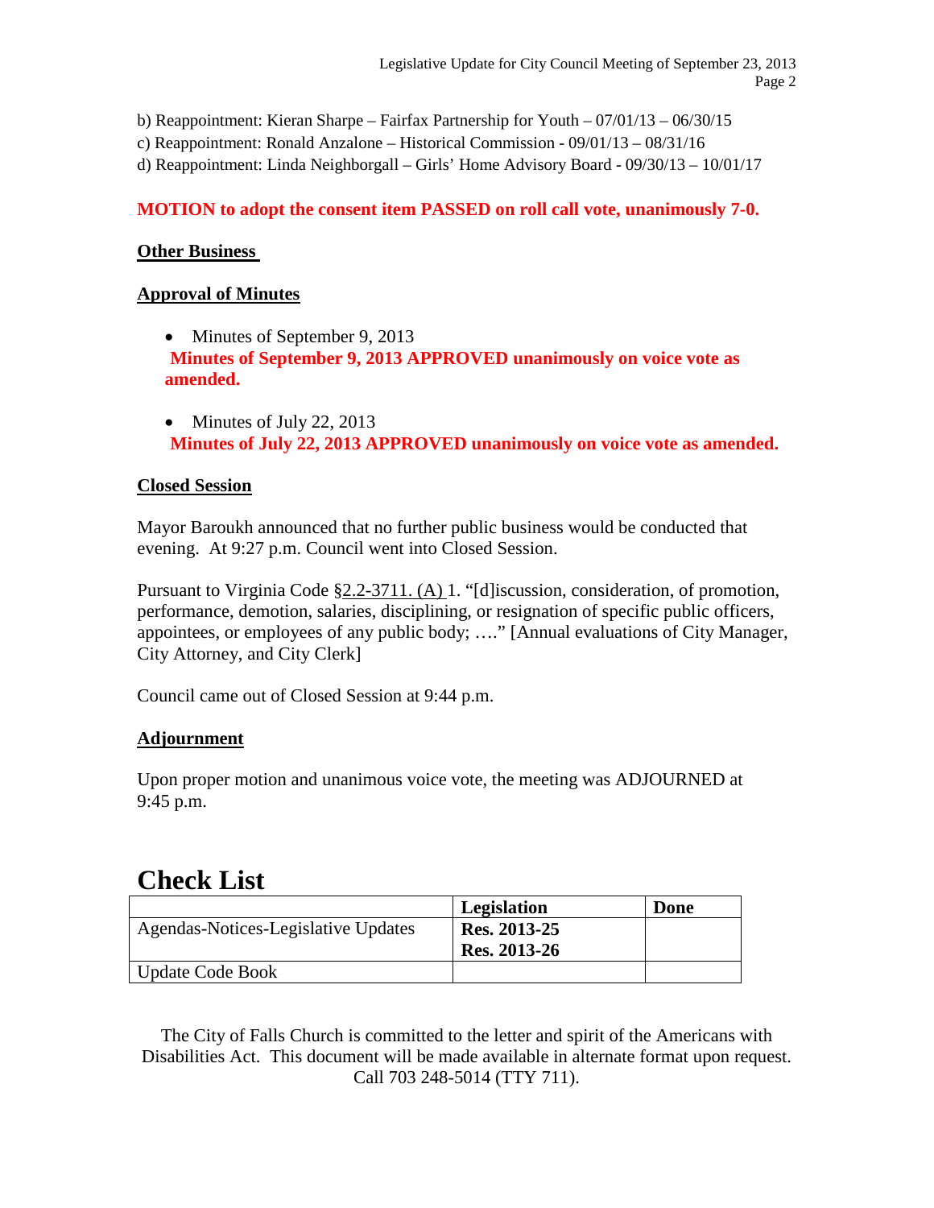b) Reappointment: Kieran Sharpe – Fairfax Partnership for Youth – 07/01/13 – 06/30/15

c) Reappointment: Ronald Anzalone – Historical Commission - 09/01/13 – 08/31/16

d) Reappointment: Linda Neighborgall – Girls' Home Advisory Board - 09/30/13 – 10/01/17

**MOTION to adopt the consent item PASSED on roll call vote, unanimously 7-0.**

## Other Business

## Approval of Minutes

- Minutes of September 9, 2013

  **Minutes of September 9, 2013 APPROVED unanimously on voice vote as amended.**

- Minutes of July 22, 2013

  **Minutes of July 22, 2013 APPROVED unanimously on voice vote as amended.**

## Closed Session

Mayor Baroukh announced that no further public business would be conducted that evening. At 9:27 p.m. Council went into Closed Session.

Pursuant to Virginia Code §2.2-3711. (A) 1. "[d]iscussion, consideration, of promotion, performance, demotion, salaries, disciplining, or resignation of specific public officers, appointees, or employees of any public body; …." [Annual evaluations of City Manager, City Attorney, and City Clerk]

Council came out of Closed Session at 9:44 p.m.

## Adjournment

Upon proper motion and unanimous voice vote, the meeting was ADJOURNED at 9:45 p.m.

# Check List

| | Legislation | Done |
|---|---|---|
| Agendas-Notices-Legislative Updates | **Res. 2013-25**<br>**Res. 2013-26** | |
| Update Code Book | | |

The City of Falls Church is committed to the letter and spirit of the Americans with Disabilities Act. This document will be made available in alternate format upon request. Call 703 248-5014 (TTY 711).